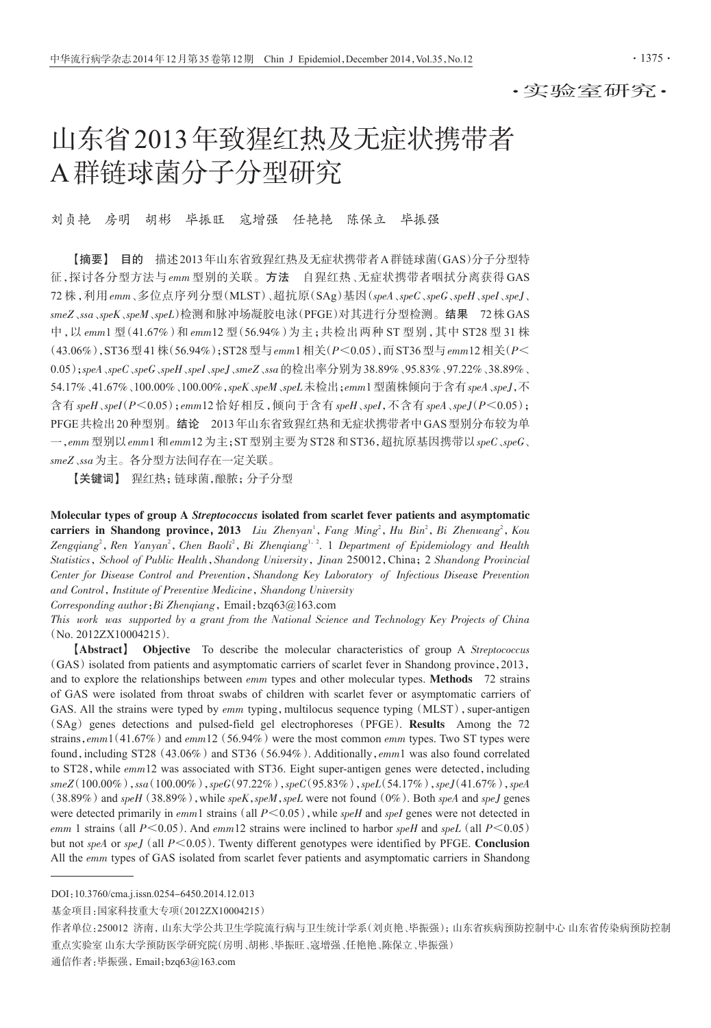·实验室研究·

# 山东省2013年致猩红热及无症状携带者A群链球菌分子分型研究

刘贞艳　房明　胡彬　毕振旺　寇增强　任艳艳　陈保立　毕振强

【摘要】 **目的**　描述2013年山东省致猩红热及无症状携带者A群链球菌（GAS）分子分型特征，探讨各分型方法与*emm*型别的关联。**方法**　自猩红热、无症状携带者咽拭分离获得GAS 72株，利用*emm*、多位点序列分型（MLST）、超抗原（SAg）基因（*speA*、*speC*、*speG*、*speH*、*speI*、*speJ*、*smeZ*、*ssa*、*speK*、*speM*、*speL*）检测和脉冲场凝胶电泳（PFGE）对其进行分型检测。**结果**　72株GAS中，以*emm*1型（41.67%）和*emm*12型（56.94%）为主；共检出两种ST型别，其中ST28型31株（43.06%），ST36型41株（56.94%）；ST28型与*emm*1相关（$P<0.05$），而ST36型与*emm*12相关（$P<0.05$）；*speA*、*speC*、*speG*、*speH*、*speI*、*speJ*、*smeZ*、*ssa*的检出率分别为38.89%、95.83%、97.22%、38.89%、54.17%、41.67%、100.00%、100.00%，*speK*、*speM*、*speL*未检出；*emm*1型菌株倾向于含有*speA*、*speJ*，不含有*speH*、*speI*（$P<0.05$）；*emm*12恰好相反，倾向于含有*speH*、*speI*，不含有*speA*、*speJ*（$P<0.05$）；PFGE共检出20种型别。**结论**　2013年山东省致猩红热和无症状携带者中GAS型别分布较为单一，*emm*型别以*emm*1和*emm*12为主；ST型别主要为ST28和ST36，超抗原基因携带以*speC*、*speG*、*smeZ*、*ssa*为主。各分型方法间存在一定关联。

【关键词】 猩红热；链球菌，酿脓；分子分型

**Molecular types of group A *Streptococcus* isolated from scarlet fever patients and asymptomatic carriers in Shandong province, 2013**　*Liu Zhenyan*[1], *Fang Ming*[2], *Hu Bin*[2], *Bi Zhenwang*[2], *Kou Zengqiang*[2], *Ren Yanyan*[2], *Chen Baoli*[2], *Bi Zhenqiang*[1,2]. *1 Department of Epidemiology and Health Statistics, School of Public Health, Shandong University, Jinan* 250012, China; *2 Shandong Provincial Center for Disease Control and Prevention, Shandong Key Laboratory of Infectious Disease Prevention and Control, Institute of Preventive Medicine, Shandong University*

*Corresponding author*: Bi Zhenqiang, Email: bzq63@163.com

*This work was supported by a grant from the National Science and Technology Key Projects of China* (No. 2012ZX10004215).

【Abstract】 **Objective**　To describe the molecular characteristics of group A *Streptococcus* (GAS) isolated from patients and asymptomatic carriers of scarlet fever in Shandong province, 2013, and to explore the relationships between *emm* types and other molecular types. **Methods**　72 strains of GAS were isolated from throat swabs of children with scarlet fever or asymptomatic carriers of GAS. All the strains were typed by *emm* typing, multilocus sequence typing (MLST), super-antigen (SAg) genes detections and pulsed-field gel electrophoreses (PFGE). **Results**　Among the 72 strains, *emm*1 (41.67%) and *emm*12 (56.94%) were the most common *emm* types. Two ST types were found, including ST28 (43.06%) and ST36 (56.94%). Additionally, *emm*1 was also found correlated to ST28, while *emm*12 was associated with ST36. Eight super-antigen genes were detected, including *smeZ* (100.00%), *ssa* (100.00%), *speG* (97.22%), *speC* (95.83%), *speL* (54.17%), *speJ* (41.67%), *speA* (38.89%) and *speH* (38.89%), while *speK*, *speM*, *speL* were not found (0%). Both *speA* and *speJ* genes were detected primarily in *emm*1 strains (all $P<0.05$), while *speH* and *speI* genes were not detected in *emm* 1 strains (all $P<0.05$). And *emm*12 strains were inclined to harbor *speH* and *speL* (all $P<0.05$) but not *speA* or *speJ* (all $P<0.05$). Twenty different genotypes were identified by PFGE. **Conclusion** All the *emm* types of GAS isolated from scarlet fever patients and asymptomatic carriers in Shandong

---

DOI：10.3760/cma.j.issn.0254-6450.2014.12.013

基金项目：国家科技重大专项（2012ZX10004215）

作者单位：250012 济南，山东大学公共卫生学院流行病与卫生统计学系（刘贞艳、毕振强）；山东省疾病预防控制中心 山东省传染病预防控制重点实验室 山东大学预防医学研究院（房明、胡彬、毕振旺、寇增强、任艳艳、陈保立、毕振强）

通信作者：毕振强，Email：bzq63@163.com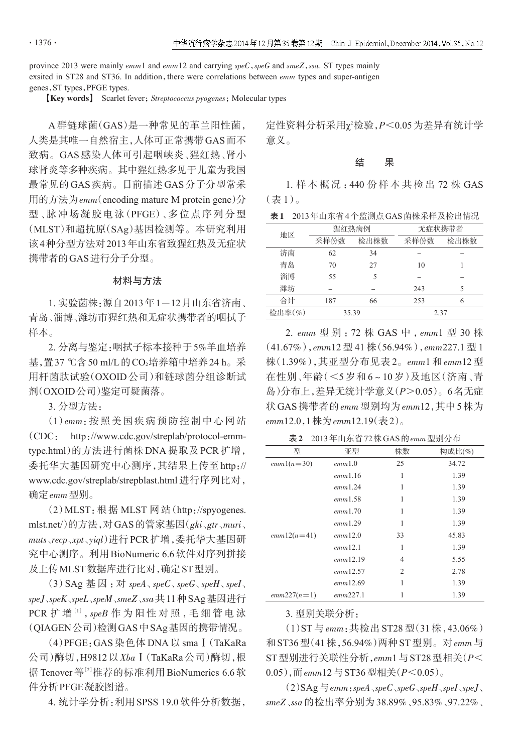province 2013 were mainly *emm*1 and *emm*12 and carrying *speC*, *speG* and *smeZ*, *ssa*. ST types mainly exsited in ST28 and ST36. In addition, there were correlations between *emm* types and super-antigen genes, ST types, PFGE types.

**【Key words】** Scarlet fever; *Streptococcus pyogenes*; Molecular types

A群链球菌(GAS)是一种常见的革兰阳性菌，人类是其唯一自然宿主，人体可正常携带GAS而不致病。GAS感染人体可引起咽峡炎、猩红热、肾小球肾炎等多种疾病。其中猩红热多见于儿童为我国最常见的GAS疾病。目前描述GAS分子分型常采用的方法为*emm*(encoding mature M protein gene)分型、脉冲场凝胶电泳(PFGE)、多位点序列分型(MLST)和超抗原(SAg)基因检测等。本研究利用该4种分型方法对2013年山东省致猩红热及无症状携带者的GAS进行分子分型。

## 材料与方法

1. 实验菌株：源自2013年1—12月山东省济南、青岛、淄博、潍坊市猩红热和无症状携带者的咽拭子样本。

2. 分离与鉴定：咽拭子标本接种于5%羊血培养基，置37 ℃含50 ml/L的$CO_2$培养箱中培养24 h。采用杆菌肽试验(OXOID公司)和链球菌分组诊断试剂(OXOID公司)鉴定可疑菌落。

3. 分型方法：

(1)*emm*：按照美国疾病预防控制中心网站(CDC： http://www.cdc.gov/streplab/protocol-emm-type.html)的方法进行菌株DNA提取及PCR扩增，委托华大基因研究中心测序，其结果上传至http://www.cdc.gov/streplab/strepblast.html进行序列比对，确定*emm*型别。

(2)MLST：根据MLST网站(http://spyogenes.mlst.net/)的方法，对GAS的管家基因(*gki*、*gtr*、*muri*、*muts*、*recp*、*xpt*、*yiql*)进行PCR扩增，委托华大基因研究中心测序。利用BioNumeric 6.6软件对序列拼接及上传MLST数据库进行比对，确定ST型别。

(3)SAg基因：对*speA*、*speC*、*speG*、*speH*、*speI*、*speJ*、*speK*、*speL*、*speM*、*smeZ*、*ssa*共11种SAg基因进行PCR扩增[1]，*speB*作为阳性对照，毛细管电泳(QIAGEN公司)检测GAS中SAg基因的携带情况。

(4)PFGE：GAS染色体DNA以sma Ⅰ(TaKaRa公司)酶切，H9812以*Xba* Ⅰ(TaKaRa公司)酶切，根据Tenover等[2]推荐的标准利用BioNumerics 6.6软件分析PFGE凝胶图谱。

4. 统计学分析：利用SPSS 19.0软件分析数据，定性资料分析采用$\chi^2$检验，$P<0.05$为差异有统计学意义。

## 结果

1. 样本概况：440份样本共检出72株GAS(表1)。

**表1** 2013年山东省4个监测点GAS菌株采样及检出情况

| 地区 | 猩红热病例 | | 无症状携带者 | |
|---|---|---|---|---|
| | 采样份数 | 检出株数 | 采样份数 | 检出株数 |
| 济南 | 62 | 34 | – | – |
| 青岛 | 70 | 27 | 10 | 1 |
| 淄博 | 55 | 5 | – | – |
| 潍坊 | – | – | 243 | 5 |
| 合计 | 187 | 66 | 253 | 6 |
| 检出率(%) | 35.39 | | 2.37 | |

2. *emm*型别：72株GAS中，*emm*1型30株(41.67%)，*emm*12型41株(56.94%)，*emm*227.1型1株(1.39%)，其亚型分布见表2。*emm*1和*emm*12型在性别、年龄(<5岁和6～10岁)及地区(济南、青岛)分布上，差异无统计学意义($P>0.05$)。6名无症状GAS携带者的*emm*型别均为*emm*12，其中5株为*emm*12.0，1株为*emm*12.19(表2)。

**表2** 2013年山东省72株GAS的*emm*型别分布

| 型 | 亚型 | 株数 | 构成比(%) |
|---|---|---|---|
| *emm*1($n=30$) | *emm*1.0 | 25 | 34.72 |
| | *emm*1.16 | 1 | 1.39 |
| | *emm*1.24 | 1 | 1.39 |
| | *emm*1.58 | 1 | 1.39 |
| | *emm*1.70 | 1 | 1.39 |
| | *emm*1.29 | 1 | 1.39 |
| *emm*12($n=41$) | *emm*12.0 | 33 | 45.83 |
| | *emm*12.1 | 1 | 1.39 |
| | *emm*12.19 | 4 | 5.55 |
| | *emm*12.57 | 2 | 2.78 |
| | *emm*12.69 | 1 | 1.39 |
| *emm*227($n=1$) | *emm*227.1 | 1 | 1.39 |

3. 型别关联分析：

(1)ST与*emm*：共检出ST28型(31株，43.06%)和ST36型(41株，56.94%)两种ST型别。对*emm*与ST型别进行关联性分析，*emm*1与ST28型相关($P<0.05$)，而*emm*12与ST36型相关($P<0.05$)。

(2)SAg与*emm*：*speA*、*speC*、*speG*、*speH*、*speI*、*speJ*、*smeZ*、*ssa*的检出率分别为38.89%、95.83%、97.22%、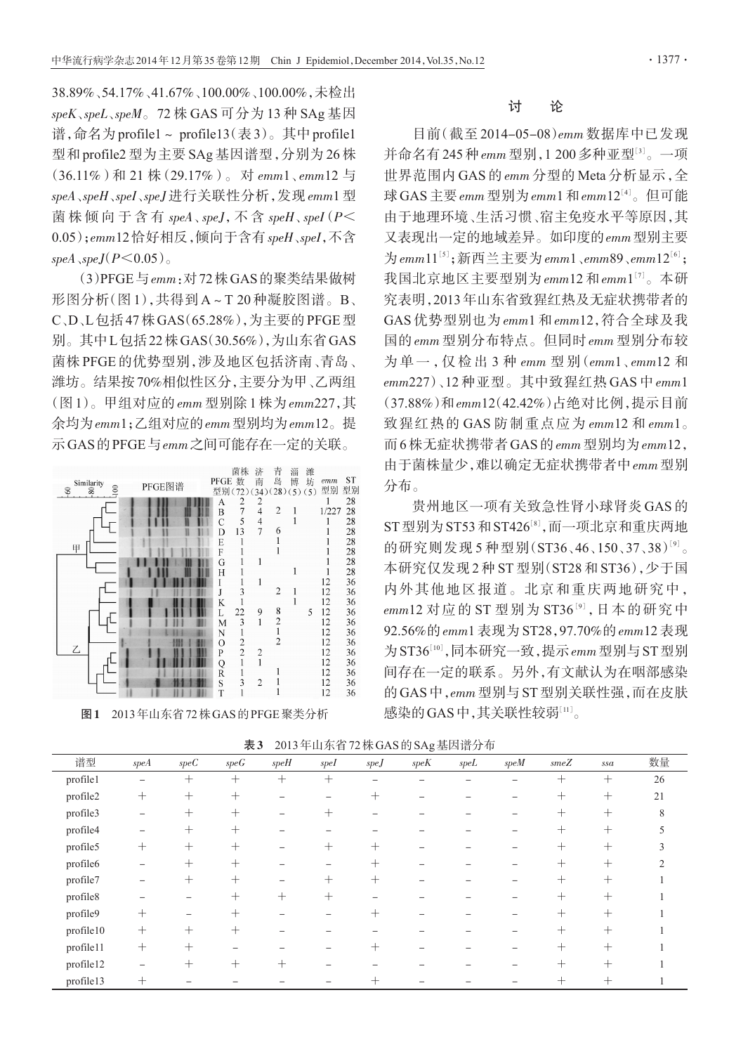38.89%、54.17%、41.67%、100.00%、100.00%，未检出 *speK*、*speL*、*speM*。72 株 GAS 可分为 13 种 SAg 基因谱，命名为 profile1～profile13（表3）。其中 profile1 型和 profile2 型为主要 SAg 基因谱型，分别为 26 株（36.11%）和 21 株（29.17%）。对 *emm*1、*emm*12 与 *speA*、*speH*、*speI*、*speJ* 进行关联性分析，发现 *emm*1 型菌株倾向于含有 *speA*、*speJ*，不含 *speH*、*speI*（$P<0.05$）；*emm*12 恰好相反，倾向于含有 *speH*、*speI*，不含 *speA*、*speJ*（$P<0.05$）。

（3）PFGE 与 *emm*：对 72 株 GAS 的聚类结果做树形图分析（图1），共得到 A～T 20 种凝胶图谱。B、C、D、L 包括 47 株 GAS（65.28%），为主要的 PFGE 型别。其中 L 包括 22 株 GAS（30.56%），为山东省 GAS 菌株 PFGE 的优势型别，涉及地区包括济南、青岛、潍坊。结果按 70% 相似性区分，主要分为甲、乙两组（图1）。甲组对应的 *emm* 型别除 1 株为 *emm*227，其余均为 *emm*1；乙组对应的 *emm* 型别均为 *emm*12。提示 GAS 的 PFGE 与 *emm* 之间可能存在一定的关联。

| 分组 | PFGE型别 | 菌株数(72) | 济南(34) | 青岛(28) | 淄博(5) | 潍坊(5) | *emm* 型别 | ST 型别 |
|---|---|---|---|---|---|---|---|---|
| 甲 | A | 2 | 2 | | | | 1 | 28 |
| | B | 7 | 4 | 2 | 1 | | 1/227 | 28 |
| | C | 5 | 4 | | 1 | | 1 | 28 |
| | D | 13 | 7 | 6 | | | 1 | 28 |
| | E | 1 | | 1 | | | 1 | 28 |
| | F | 1 | | 1 | | | 1 | 28 |
| | G | 1 | 1 | | | | 1 | 28 |
| | H | 1 | | | 1 | | 1 | 28 |
| 乙 | I | 1 | 1 | | | | 12 | 36 |
| | J | 3 | | 2 | 1 | | 12 | 36 |
| | K | 1 | | | 1 | | 12 | 36 |
| | L | 22 | 9 | 8 | | 5 | 12 | 36 |
| | M | 3 | 1 | 2 | | | 12 | 36 |
| | N | 1 | | 1 | | | 12 | 36 |
| | O | 2 | | 2 | | | 12 | 36 |
| | P | 2 | 2 | | | | 12 | 36 |
| | Q | 1 | 1 | | | | 12 | 36 |
| | R | 1 | | 1 | | | 12 | 36 |
| | S | 3 | 2 | 1 | | | 12 | 36 |
| | T | 1 | | 1 | | | 12 | 36 |

**图1** 2013年山东省72株GAS的PFGE聚类分析

## 讨 论

目前（截至 2014-05-08）*emm* 数据库中已发现并命名有 245 种 *emm* 型别，1 200 多种亚型[3]。一项世界范围内 GAS 的 *emm* 分型的 Meta 分析显示，全球 GAS 主要 *emm* 型别为 *emm*1 和 *emm*12[4]。但可能由于地理环境、生活习惯、宿主免疫水平等原因，其又表现出一定的地域差异。如印度的 *emm* 型别主要为 *emm*11[5]；新西兰主要为 *emm*1、*emm*89、*emm*12[6]；我国北京地区主要型别为 *emm*12 和 *emm*1[7]。本研究表明，2013 年山东省致猩红热及无症状携带者的 GAS 优势型别也为 *emm*1 和 *emm*12，符合全球及我国的 *emm* 型别分布特点。但同时 *emm* 型别分布较为单一，仅检出 3 种 *emm* 型别（*emm*1、*emm*12 和 *emm*227）、12 种亚型。其中致猩红热 GAS 中 *emm*1（37.88%）和 *emm*12（42.42%）占绝对比例，提示目前致猩红热的 GAS 防制重点应为 *emm*12 和 *emm*1。而 6 株无症状携带者 GAS 的 *emm* 型别均为 *emm*12，由于菌株量少，难以确定无症状携带者中 *emm* 型别分布。

贵州地区一项有关致急性肾小球肾炎 GAS 的 ST 型别为 ST53 和 ST426[8]，而一项北京和重庆两地的研究则发现 5 种型别（ST36、46、150、37、38）[9]。本研究仅发现 2 种 ST 型别（ST28 和 ST36），少于国内外其他地区报道。北京和重庆两地研究中，*emm*12 对应的 ST 型别为 ST36[9]，日本的研究中 92.56% 的 *emm*1 表现为 ST28，97.70% 的 *emm*12 表现为 ST36[10]，同本研究一致，提示 *emm* 型别与 ST 型别间存在一定的联系。另外，有文献认为在咽部感染的 GAS 中，*emm* 型别与 ST 型别关联性强，而在皮肤感染的 GAS 中，其关联性较弱[11]。

**表3** 2013年山东省72株GAS的SAg基因谱分布

| 谱型 | *speA* | *speC* | *speG* | *speH* | *speI* | *speJ* | *speK* | *speL* | *speM* | *smeZ* | *ssa* | 数量 |
|---|---|---|---|---|---|---|---|---|---|---|---|---|
| profile1 | − | + | + | + | + | − | − | − | − | + | + | 26 |
| profile2 | + | + | + | − | − | + | − | − | − | + | + | 21 |
| profile3 | − | + | + | − | + | − | − | − | − | + | + | 8 |
| profile4 | − | + | + | − | − | − | − | − | − | + | + | 5 |
| profile5 | + | + | + | − | + | + | − | − | − | + | + | 3 |
| profile6 | − | + | + | − | − | + | − | − | − | + | + | 2 |
| profile7 | − | + | + | − | + | + | − | − | − | + | + | 1 |
| profile8 | − | − | + | + | + | − | − | − | − | + | + | 1 |
| profile9 | + | − | + | − | − | + | − | − | − | + | + | 1 |
| profile10 | + | + | + | − | − | − | − | − | − | + | + | 1 |
| profile11 | + | + | − | − | − | + | − | − | − | + | + | 1 |
| profile12 | − | + | + | + | − | − | − | − | − | + | + | 1 |
| profile13 | + | − | − | − | − | + | − | − | − | + | + | 1 |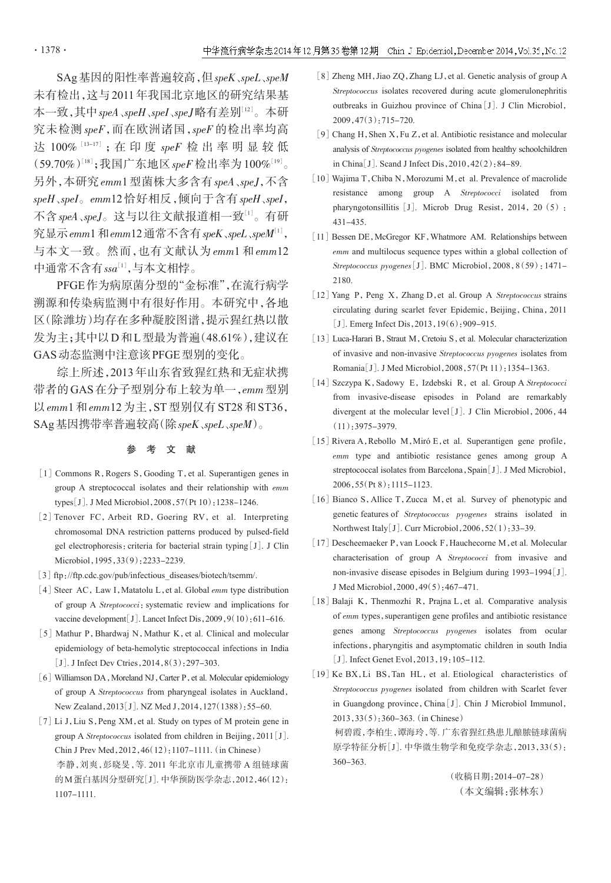SAg基因的阳性率普遍较高，但*speK*、*speL*、*speM*未有检出，这与2011年我国北京地区的研究结果基本一致，其中*speA*、*speH*、*speI*、*speJ*略有差别[12]。本研究未检测*speF*，而在欧洲诸国，*speF*的检出率均高达100%[13-17]；在印度*speF*检出率明显较低(59.70%)[18]；我国广东地区*speF*检出率为100%[19]。另外，本研究*emm*1型菌株大多含有*speA*、*speJ*，不含*speH*、*speI*。*emm*12恰好相反，倾向于含有*speH*、*speI*，不含*speA*、*speJ*。这与以往文献报道相一致[1]。有研究显示*emm*1和*emm*12通常不含有*speK*、*speL*、*speM*[1]，与本文一致。然而，也有文献认为*emm*1和*emm*12中通常不含有*ssa*[1]，与本文相悖。

PFGE作为病原菌分型的"金标准"，在流行病学溯源和传染病监测中有很好作用。本研究中，各地区(除潍坊)均存在多种凝胶图谱，提示猩红热以散发为主；其中以D和L型最为普遍(48.61%)，建议在GAS动态监测中注意该PFGE型别的变化。

综上所述，2013年山东省致猩红热和无症状携带者的GAS在分子型别分布上较为单一，*emm*型别以*emm*1和*emm*12为主，ST型别仅有ST28和ST36，SAg基因携带率普遍较高(除*speK*、*speL*、*speM*)。

## 参 考 文 献

[1] Commons R, Rogers S, Gooding T, et al. Superantigen genes in group A streptococcal isolates and their relationship with *emm* types[J]. J Med Microbiol, 2008, 57(Pt 10): 1238-1246.

[2] Tenover FC, Arbeit RD, Goering RV, et al. Interpreting chromosomal DNA restriction patterns produced by pulsed-field gel electrophoresis: criteria for bacterial strain typing[J]. J Clin Microbiol, 1995, 33(9): 2233-2239.

[3] ftp://ftp.cdc.gov/pub/infectious_diseases/biotech/tsemm/.

[4] Steer AC, Law I, Matatolu L, et al. Global *emm* type distribution of group A *Streptococci*: systematic review and implications for vaccine development[J]. Lancet Infect Dis, 2009, 9(10): 611-616.

[5] Mathur P, Bhardwaj N, Mathur K, et al. Clinical and molecular epidemiology of beta-hemolytic streptococcal infections in India[J]. J Infect Dev Ctries, 2014, 8(3): 297-303.

[6] Williamson DA, Moreland NJ, Carter P, et al. Molecular epidemiology of group A *Streptococcus* from pharyngeal isolates in Auckland, New Zealand, 2013[J]. NZ Med J, 2014, 127(1388): 55-60.

[7] Li J, Liu S, Peng XM, et al. Study on types of M protein gene in group A *Streptococcus* isolated from children in Beijing, 2011[J]. Chin J Prev Med, 2012, 46(12): 1107-1111. (in Chinese)
李静，刘爽，彭晓旻，等. 2011年北京市儿童携带A组链球菌的M蛋白基因分型研究[J]. 中华预防医学杂志，2012，46(12)：1107-1111.

[8] Zheng MH, Jiao ZQ, Zhang LJ, et al. Genetic analysis of group A *Streptococcus* isolates recovered during acute glomerulonephritis outbreaks in Guizhou province of China[J]. J Clin Microbiol, 2009, 47(3): 715-720.

[9] Chang H, Shen X, Fu Z, et al. Antibiotic resistance and molecular analysis of *Streptococcus pyogenes* isolated from healthy schoolchildren in China[J]. Scand J Infect Dis, 2010, 42(2): 84-89.

[10] Wajima T, Chiba N, Morozumi M, et al. Prevalence of macrolide resistance among group A *Streptococci* isolated from pharyngotonsillitis [J]. Microb Drug Resist, 2014, 20(5): 431-435.

[11] Bessen DE, McGregor KF, Whatmore AM. Relationships between *emm* and multilocus sequence types within a global collection of *Streptococcus pyogenes*[J]. BMC Microbiol, 2008, 8(59): 1471-2180.

[12] Yang P, Peng X, Zhang D, et al. Group A *Streptococcus* strains circulating during scarlet fever Epidemic, Beijing, China, 2011 [J]. Emerg Infect Dis, 2013, 19(6): 909-915.

[13] Luca-Harari B, Straut M, Cretoiu S, et al. Molecular characterization of invasive and non-invasive *Streptococcus pyogenes* isolates from Romania[J]. J Med Microbiol, 2008, 57(Pt 11): 1354-1363.

[14] Szczypa K, Sadowy E, Izdebski R, et al. Group A *Streptococci* from invasive-disease episodes in Poland are remarkably divergent at the molecular level[J]. J Clin Microbiol, 2006, 44(11): 3975-3979.

[15] Rivera A, Rebollo M, Miró E, et al. Superantigen gene profile, *emm* type and antibiotic resistance genes among group A streptococcal isolates from Barcelona, Spain[J]. J Med Microbiol, 2006, 55(Pt 8): 1115-1123.

[16] Bianco S, Allice T, Zucca M, et al. Survey of phenotypic and genetic features of *Streptococcus pyogenes* strains isolated in Northwest Italy[J]. Curr Microbiol, 2006, 52(1): 33-39.

[17] Descheemaeker P, van Loock F, Hauchecorne M, et al. Molecular characterisation of group A *Streptococci* from invasive and non-invasive disease episodes in Belgium during 1993-1994[J]. J Med Microbiol, 2000, 49(5): 467-471.

[18] Balaji K, Thenmozhi R, Prajna L, et al. Comparative analysis of *emm* types, superantigen gene profiles and antibiotic resistance genes among *Streptococcus pyogenes* isolates from ocular infections, pharyngitis and asymptomatic children in south India [J]. Infect Genet Evol, 2013, 19: 105-112.

[19] Ke BX, Li BS, Tan HL, et al. Etiological characteristics of *Streptococcus pyogenes* isolated from children with Scarlet fever in Guangdong province, China[J]. Chin J Microbiol Immunol, 2013, 33(5): 360-363. (in Chinese)
柯碧霞，李柏生，谭海玲，等. 广东省猩红热患儿酿脓链球菌病原学特征分析[J]. 中华微生物学和免疫学杂志，2013，33(5)：360-363.

(收稿日期：2014-07-28)

(本文编辑：张林东)